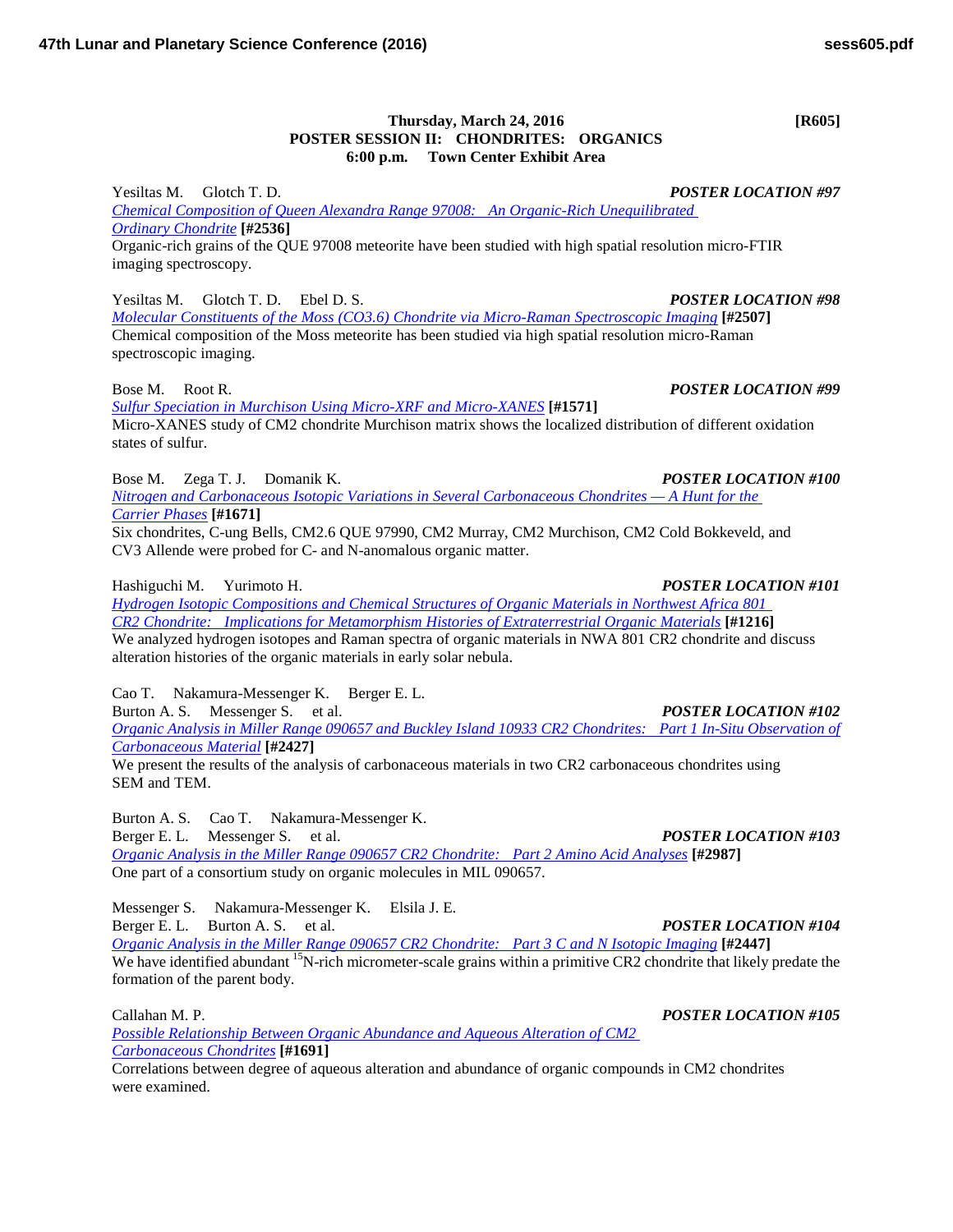**Thursday, March 24, 2016** **[R605]**

## POSTER SESSION II: CHONDRITES: ORGANICS
**6:00 p.m. Town Center Exhibit Area**

Yesiltas M. Glotch T. D. ***POSTER LOCATION #97***
*Chemical Composition of Queen Alexandra Range 97008: An Organic-Rich Unequilibrated Ordinary Chondrite* **[#2536]**
Organic-rich grains of the QUE 97008 meteorite have been studied with high spatial resolution micro-FTIR imaging spectroscopy.

Yesiltas M. Glotch T. D. Ebel D. S. ***POSTER LOCATION #98***
*Molecular Constituents of the Moss (CO3.6) Chondrite via Micro-Raman Spectroscopic Imaging* **[#2507]**
Chemical composition of the Moss meteorite has been studied via high spatial resolution micro-Raman spectroscopic imaging.

Bose M. Root R. ***POSTER LOCATION #99***
*Sulfur Speciation in Murchison Using Micro-XRF and Micro-XANES* **[#1571]**
Micro-XANES study of CM2 chondrite Murchison matrix shows the localized distribution of different oxidation states of sulfur.

Bose M. Zega T. J. Domanik K. ***POSTER LOCATION #100***
*Nitrogen and Carbonaceous Isotopic Variations in Several Carbonaceous Chondrites — A Hunt for the Carrier Phases* **[#1671]**
Six chondrites, C-ung Bells, CM2.6 QUE 97990, CM2 Murray, CM2 Murchison, CM2 Cold Bokkeveld, and CV3 Allende were probed for C- and N-anomalous organic matter.

Hashiguchi M. Yurimoto H. ***POSTER LOCATION #101***
*Hydrogen Isotopic Compositions and Chemical Structures of Organic Materials in Northwest Africa 801 CR2 Chondrite: Implications for Metamorphism Histories of Extraterrestrial Organic Materials* **[#1216]**
We analyzed hydrogen isotopes and Raman spectra of organic materials in NWA 801 CR2 chondrite and discuss alteration histories of the organic materials in early solar nebula.

Cao T. Nakamura-Messenger K. Berger E. L.
Burton A. S. Messenger S. et al. ***POSTER LOCATION #102***
*Organic Analysis in Miller Range 090657 and Buckley Island 10933 CR2 Chondrites: Part 1 In-Situ Observation of Carbonaceous Material* **[#2427]**
We present the results of the analysis of carbonaceous materials in two CR2 carbonaceous chondrites using SEM and TEM.

Burton A. S. Cao T. Nakamura-Messenger K.
Berger E. L. Messenger S. et al. ***POSTER LOCATION #103***
*Organic Analysis in the Miller Range 090657 CR2 Chondrite: Part 2 Amino Acid Analyses* **[#2987]**
One part of a consortium study on organic molecules in MIL 090657.

Messenger S. Nakamura-Messenger K. Elsila J. E.
Berger E. L. Burton A. S. et al. ***POSTER LOCATION #104***
*Organic Analysis in the Miller Range 090657 CR2 Chondrite: Part 3 C and N Isotopic Imaging* **[#2447]**
We have identified abundant $^{15}$N-rich micrometer-scale grains within a primitive CR2 chondrite that likely predate the formation of the parent body.

Callahan M. P. ***POSTER LOCATION #105***
*Possible Relationship Between Organic Abundance and Aqueous Alteration of CM2 Carbonaceous Chondrites* **[#1691]**
Correlations between degree of aqueous alteration and abundance of organic compounds in CM2 chondrites were examined.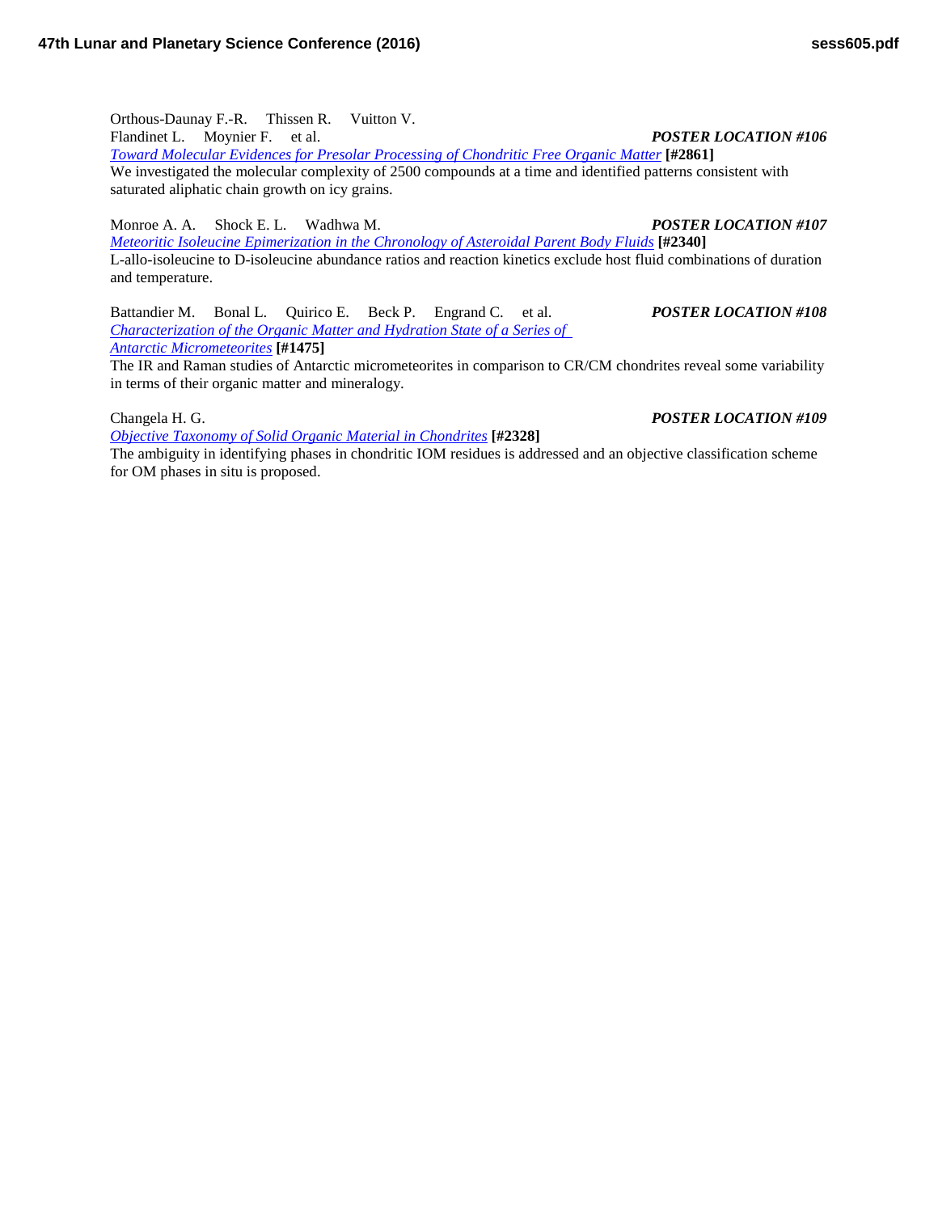Orthous-Daunay F.-R. Thissen R. Vuitton V.
Flandinet L. Moynier F. et al. ***POSTER LOCATION #106***

*Toward Molecular Evidences for Presolar Processing of Chondritic Free Organic Matter* **[#2861]**

We investigated the molecular complexity of 2500 compounds at a time and identified patterns consistent with saturated aliphatic chain growth on icy grains.

Monroe A. A. Shock E. L. Wadhwa M. ***POSTER LOCATION #107***

*Meteoritic Isoleucine Epimerization in the Chronology of Asteroidal Parent Body Fluids* **[#2340]**

L-allo-isoleucine to D-isoleucine abundance ratios and reaction kinetics exclude host fluid combinations of duration and temperature.

Battandier M. Bonal L. Quirico E. Beck P. Engrand C. et al. ***POSTER LOCATION #108***

*Characterization of the Organic Matter and Hydration State of a Series of Antarctic Micrometeorites* **[#1475]**

The IR and Raman studies of Antarctic micrometeorites in comparison to CR/CM chondrites reveal some variability in terms of their organic matter and mineralogy.

Changela H. G. ***POSTER LOCATION #109***

*Objective Taxonomy of Solid Organic Material in Chondrites* **[#2328]**

The ambiguity in identifying phases in chondritic IOM residues is addressed and an objective classification scheme for OM phases in situ is proposed.